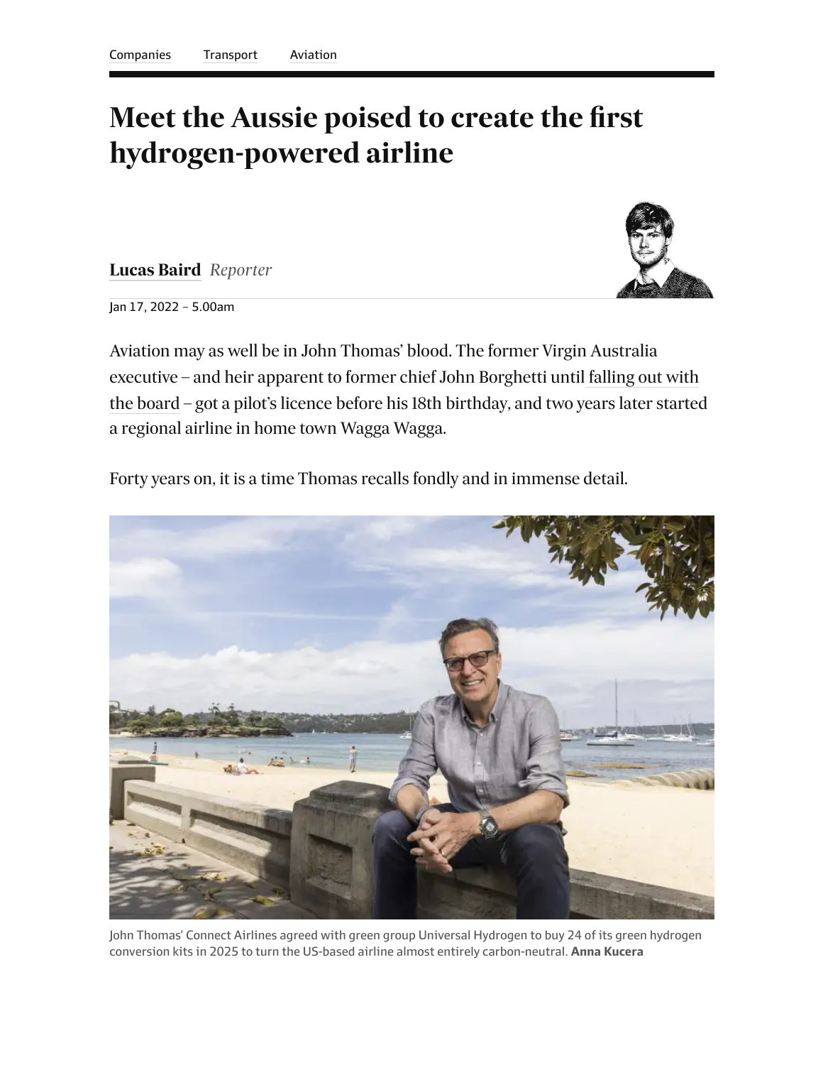Companies Transport Aviation

# Meet the Aussie poised to create the first hydrogen-powered airline

**Lucas Baird** *Reporter*

Jan 17, 2022 – 5.00am

Aviation may as well be in John Thomas' blood. The former Virgin Australia executive – and heir apparent to former chief John Borghetti until falling out with the board – got a pilot's licence before his 18th birthday, and two years later started a regional airline in home town Wagga Wagga.

Forty years on, it is a time Thomas recalls fondly and in immense detail.

John Thomas' Connect Airlines agreed with green group Universal Hydrogen to buy 24 of its green hydrogen conversion kits in 2025 to turn the US-based airline almost entirely carbon-neutral. **Anna Kucera**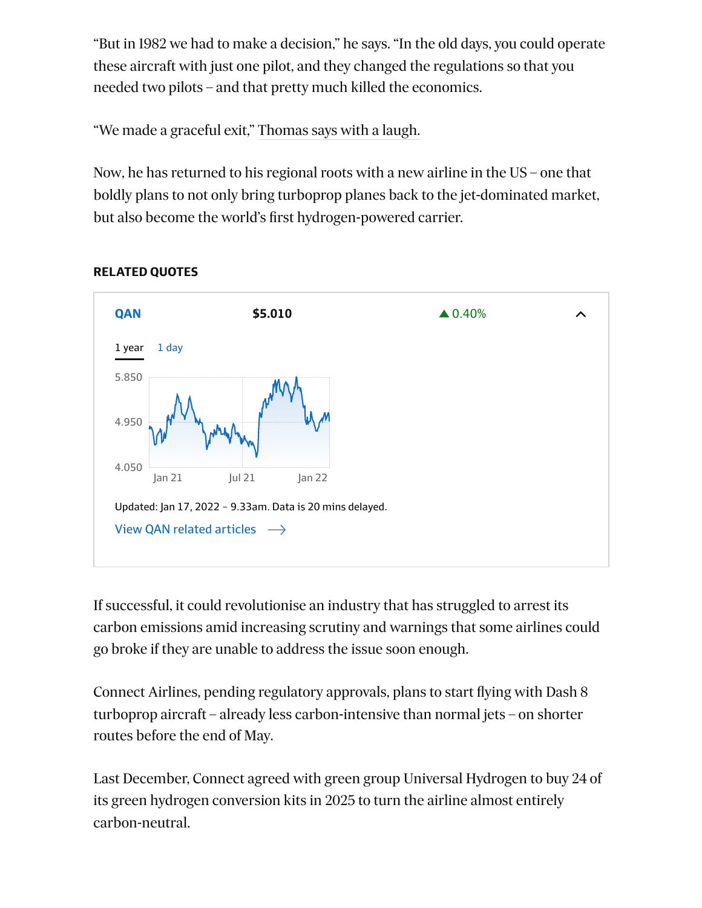"But in 1982 we had to make a decision," he says. "In the old days, you could operate these aircraft with just one pilot, and they changed the regulations so that you needed two pilots – and that pretty much killed the economics.

"We made a graceful exit," Thomas says with a laugh.

Now, he has returned to his regional roots with a new airline in the US – one that boldly plans to not only bring turboprop planes back to the jet-dominated market, but also become the world's first hydrogen-powered carrier.

**RELATED QUOTES**

**QAN** **$5.010** ▲ 0.40%

1 year 1 day

Updated: Jan 17, 2022 – 9.33am. Data is 20 mins delayed.

View QAN related articles →

If successful, it could revolutionise an industry that has struggled to arrest its carbon emissions amid increasing scrutiny and warnings that some airlines could go broke if they are unable to address the issue soon enough.

Connect Airlines, pending regulatory approvals, plans to start flying with Dash 8 turboprop aircraft – already less carbon-intensive than normal jets – on shorter routes before the end of May.

Last December, Connect agreed with green group Universal Hydrogen to buy 24 of its green hydrogen conversion kits in 2025 to turn the airline almost entirely carbon-neutral.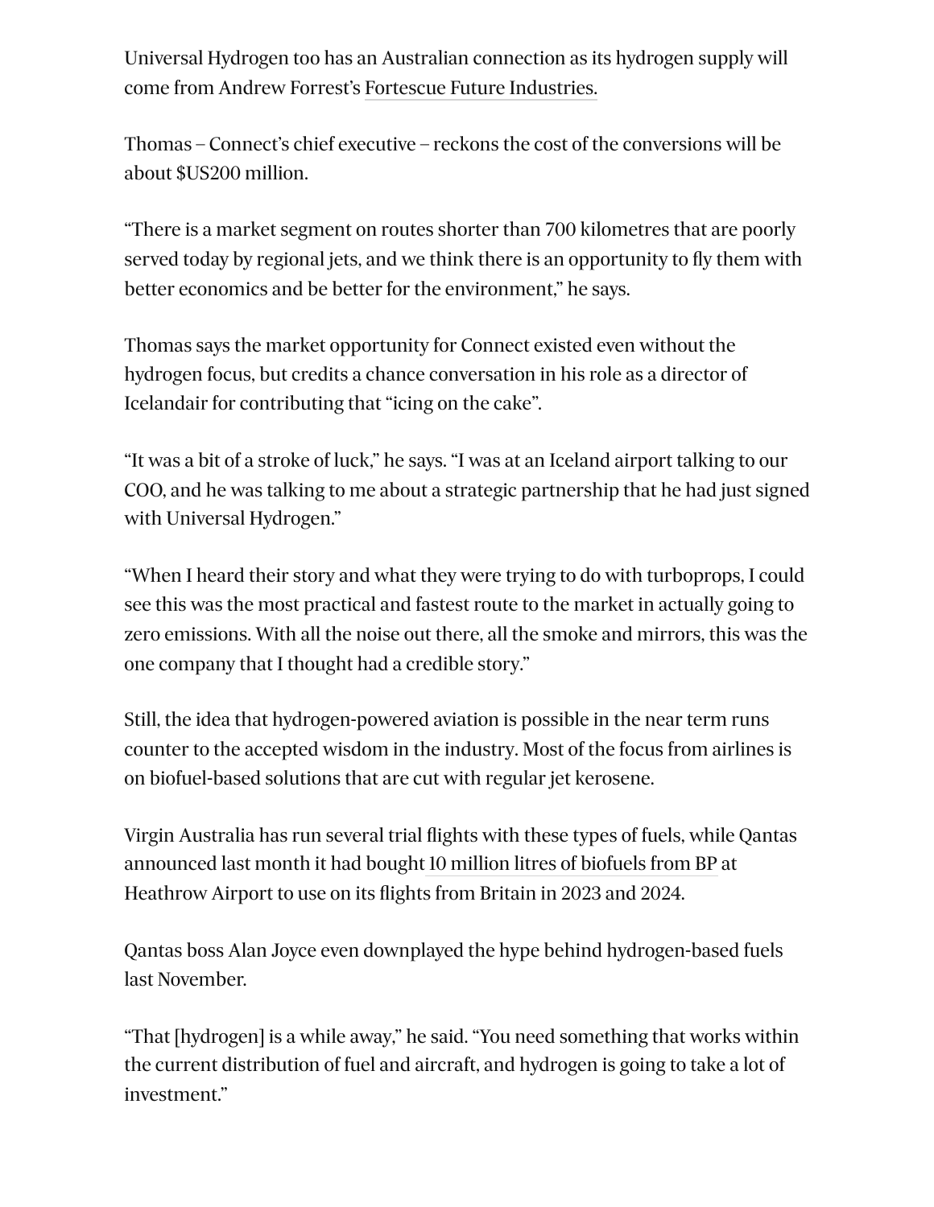Universal Hydrogen too has an Australian connection as its hydrogen supply will come from Andrew Forrest's Fortescue Future Industries.

Thomas – Connect's chief executive – reckons the cost of the conversions will be about $US200 million.

"There is a market segment on routes shorter than 700 kilometres that are poorly served today by regional jets, and we think there is an opportunity to fly them with better economics and be better for the environment," he says.

Thomas says the market opportunity for Connect existed even without the hydrogen focus, but credits a chance conversation in his role as a director of Icelandair for contributing that "icing on the cake".

"It was a bit of a stroke of luck," he says. "I was at an Iceland airport talking to our COO, and he was talking to me about a strategic partnership that he had just signed with Universal Hydrogen."

"When I heard their story and what they were trying to do with turboprops, I could see this was the most practical and fastest route to the market in actually going to zero emissions. With all the noise out there, all the smoke and mirrors, this was the one company that I thought had a credible story."

Still, the idea that hydrogen-powered aviation is possible in the near term runs counter to the accepted wisdom in the industry. Most of the focus from airlines is on biofuel-based solutions that are cut with regular jet kerosene.

Virgin Australia has run several trial flights with these types of fuels, while Qantas announced last month it had bought 10 million litres of biofuels from BP at Heathrow Airport to use on its flights from Britain in 2023 and 2024.

Qantas boss Alan Joyce even downplayed the hype behind hydrogen-based fuels last November.

"That [hydrogen] is a while away," he said. "You need something that works within the current distribution of fuel and aircraft, and hydrogen is going to take a lot of investment."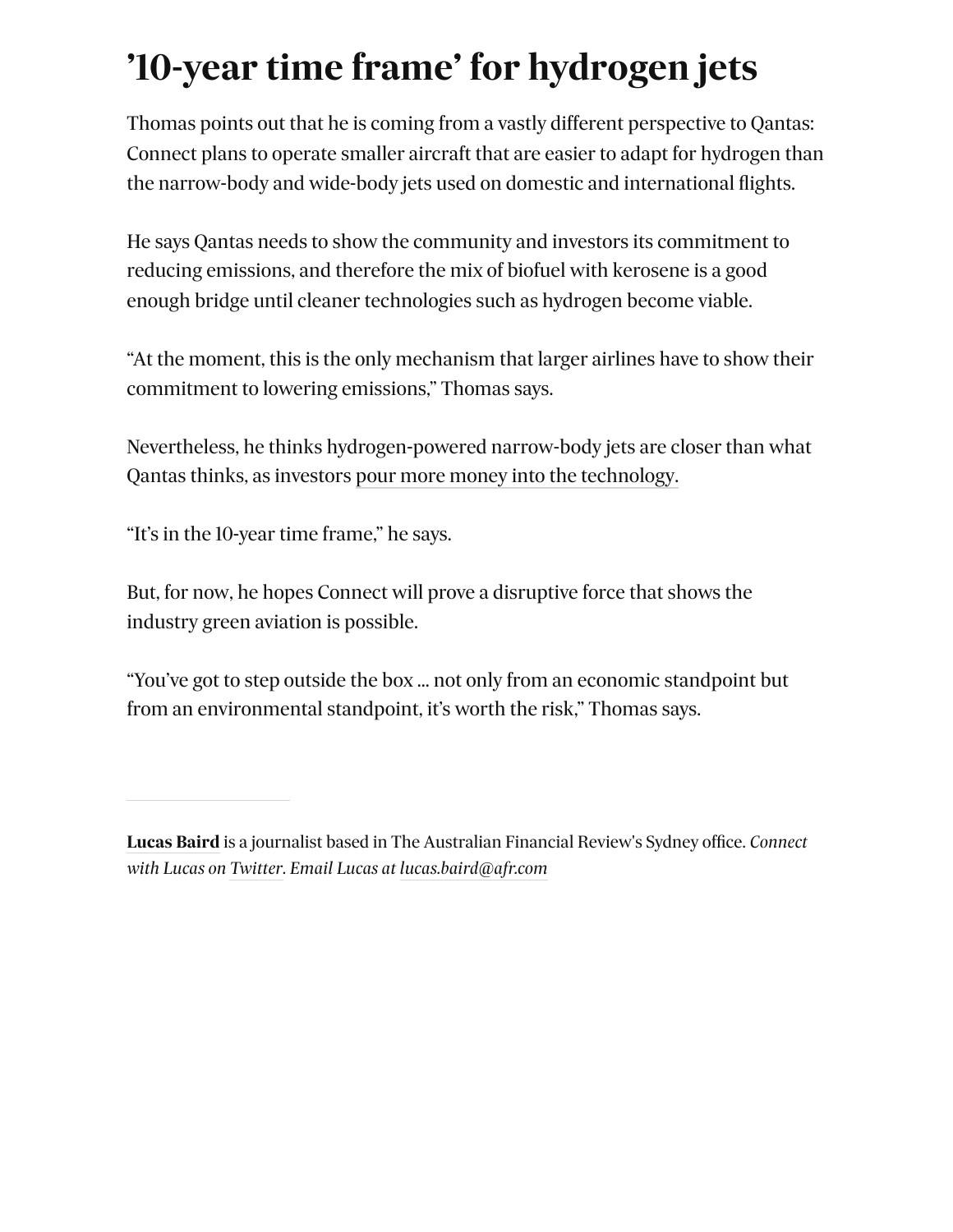## ’10-year time frame’ for hydrogen jets

Thomas points out that he is coming from a vastly different perspective to Qantas: Connect plans to operate smaller aircraft that are easier to adapt for hydrogen than the narrow-body and wide-body jets used on domestic and international flights.

He says Qantas needs to show the community and investors its commitment to reducing emissions, and therefore the mix of biofuel with kerosene is a good enough bridge until cleaner technologies such as hydrogen become viable.

“At the moment, this is the only mechanism that larger airlines have to show their commitment to lowering emissions,” Thomas says.

Nevertheless, he thinks hydrogen-powered narrow-body jets are closer than what Qantas thinks, as investors pour more money into the technology.

“It’s in the 10-year time frame,” he says.

But, for now, he hopes Connect will prove a disruptive force that shows the industry green aviation is possible.

“You’ve got to step outside the box ... not only from an economic standpoint but from an environmental standpoint, it’s worth the risk,” Thomas says.

---

**Lucas Baird** is a journalist based in The Australian Financial Review's Sydney office. *Connect with Lucas on Twitter. Email Lucas at lucas.baird@afr.com*